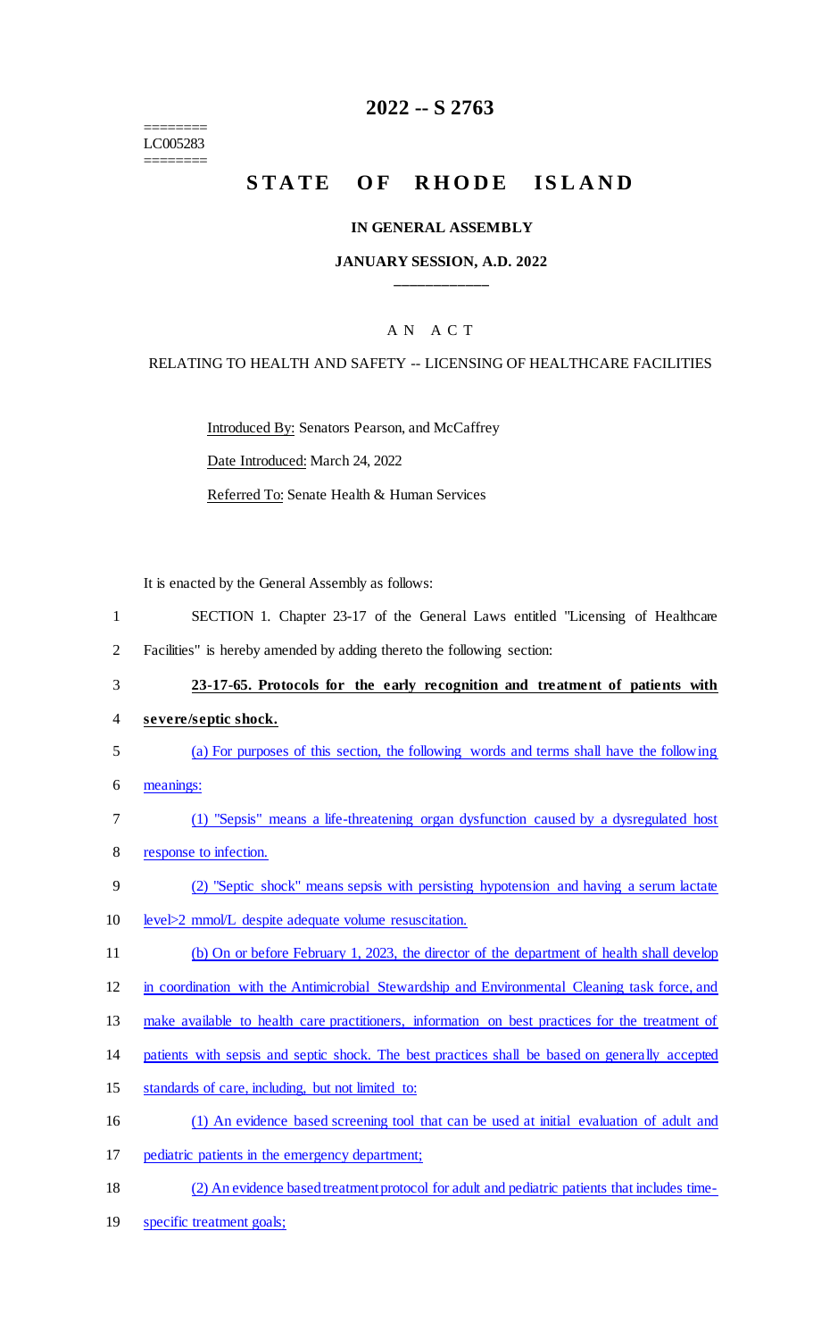========
LC005283
========

# 2022 -- S 2763

# STATE OF RHODE ISLAND

## IN GENERAL ASSEMBLY

### JANUARY SESSION, A.D. 2022

---

A N A C T

RELATING TO HEALTH AND SAFETY -- LICENSING OF HEALTHCARE FACILITIES

Introduced By: Senators Pearson, and McCaffrey

Date Introduced: March 24, 2022

Referred To: Senate Health & Human Services

It is enacted by the General Assembly as follows:

1 SECTION 1. Chapter 23-17 of the General Laws entitled "Licensing of Healthcare
2 Facilities" is hereby amended by adding thereto the following section:

3 **23-17-65. Protocols for the early recognition and treatment of patients with**
4 **severe/septic shock.**

5 (a) For purposes of this section, the following words and terms shall have the following
6 meanings:

7 (1) "Sepsis" means a life-threatening organ dysfunction caused by a dysregulated host
8 response to infection.

9 (2) "Septic shock" means sepsis with persisting hypotension and having a serum lactate
10 level>2 mmol/L despite adequate volume resuscitation.

11 (b) On or before February 1, 2023, the director of the department of health shall develop
12 in coordination with the Antimicrobial Stewardship and Environmental Cleaning task force, and
13 make available to health care practitioners, information on best practices for the treatment of
14 patients with sepsis and septic shock. The best practices shall be based on generally accepted
15 standards of care, including, but not limited to:

16 (1) An evidence based screening tool that can be used at initial evaluation of adult and
17 pediatric patients in the emergency department;

18 (2) An evidence based treatment protocol for adult and pediatric patients that includes time-
19 specific treatment goals;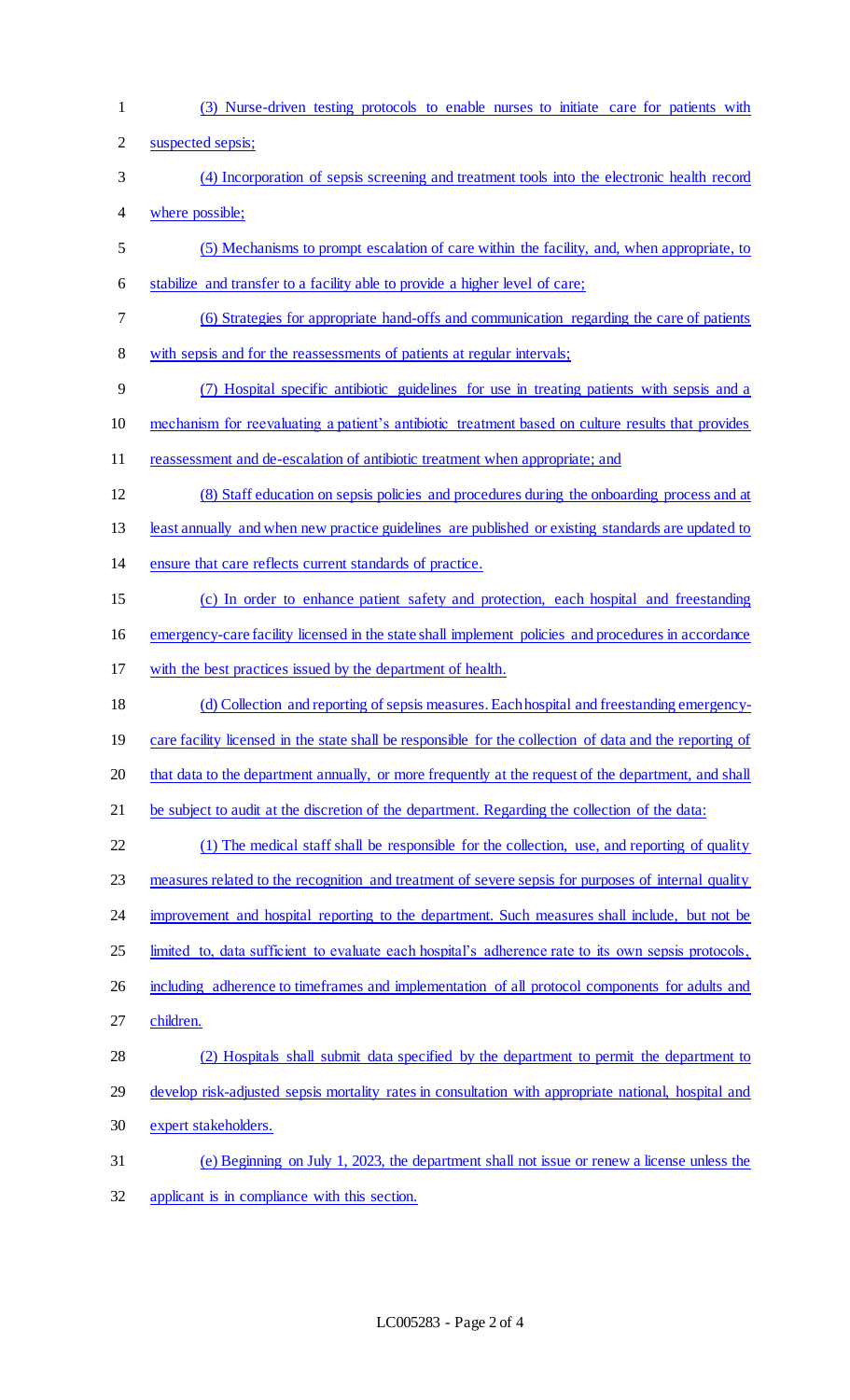(3) Nurse-driven testing protocols to enable nurses to initiate care for patients with suspected sepsis;

(4) Incorporation of sepsis screening and treatment tools into the electronic health record where possible;

(5) Mechanisms to prompt escalation of care within the facility, and, when appropriate, to stabilize and transfer to a facility able to provide a higher level of care;

(6) Strategies for appropriate hand-offs and communication regarding the care of patients with sepsis and for the reassessments of patients at regular intervals;

(7) Hospital specific antibiotic guidelines for use in treating patients with sepsis and a mechanism for reevaluating a patient's antibiotic treatment based on culture results that provides reassessment and de-escalation of antibiotic treatment when appropriate; and

(8) Staff education on sepsis policies and procedures during the onboarding process and at least annually and when new practice guidelines are published or existing standards are updated to ensure that care reflects current standards of practice.

(c) In order to enhance patient safety and protection, each hospital and freestanding emergency-care facility licensed in the state shall implement policies and procedures in accordance with the best practices issued by the department of health.

(d) Collection and reporting of sepsis measures. Each hospital and freestanding emergency-care facility licensed in the state shall be responsible for the collection of data and the reporting of that data to the department annually, or more frequently at the request of the department, and shall be subject to audit at the discretion of the department. Regarding the collection of the data:

(1) The medical staff shall be responsible for the collection, use, and reporting of quality measures related to the recognition and treatment of severe sepsis for purposes of internal quality improvement and hospital reporting to the department. Such measures shall include, but not be limited to, data sufficient to evaluate each hospital's adherence rate to its own sepsis protocols, including adherence to timeframes and implementation of all protocol components for adults and children.

(2) Hospitals shall submit data specified by the department to permit the department to develop risk-adjusted sepsis mortality rates in consultation with appropriate national, hospital and expert stakeholders.

(e) Beginning on July 1, 2023, the department shall not issue or renew a license unless the applicant is in compliance with this section.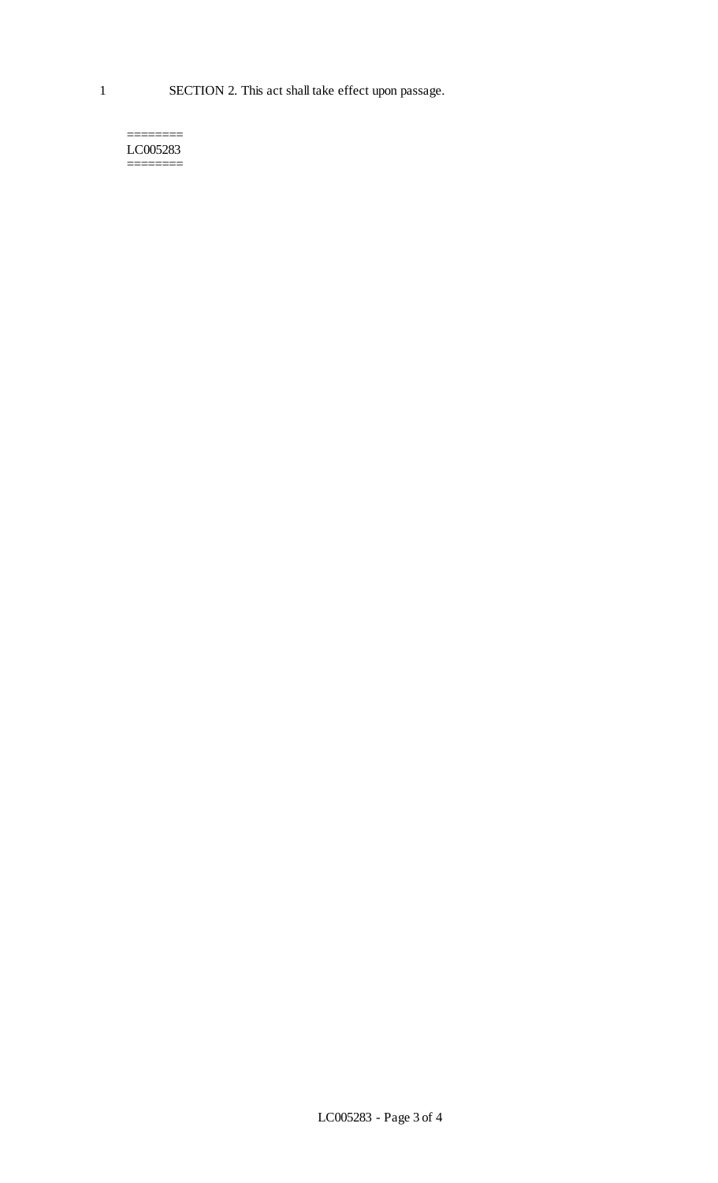SECTION 2. This act shall take effect upon passage.

========
LC005283
========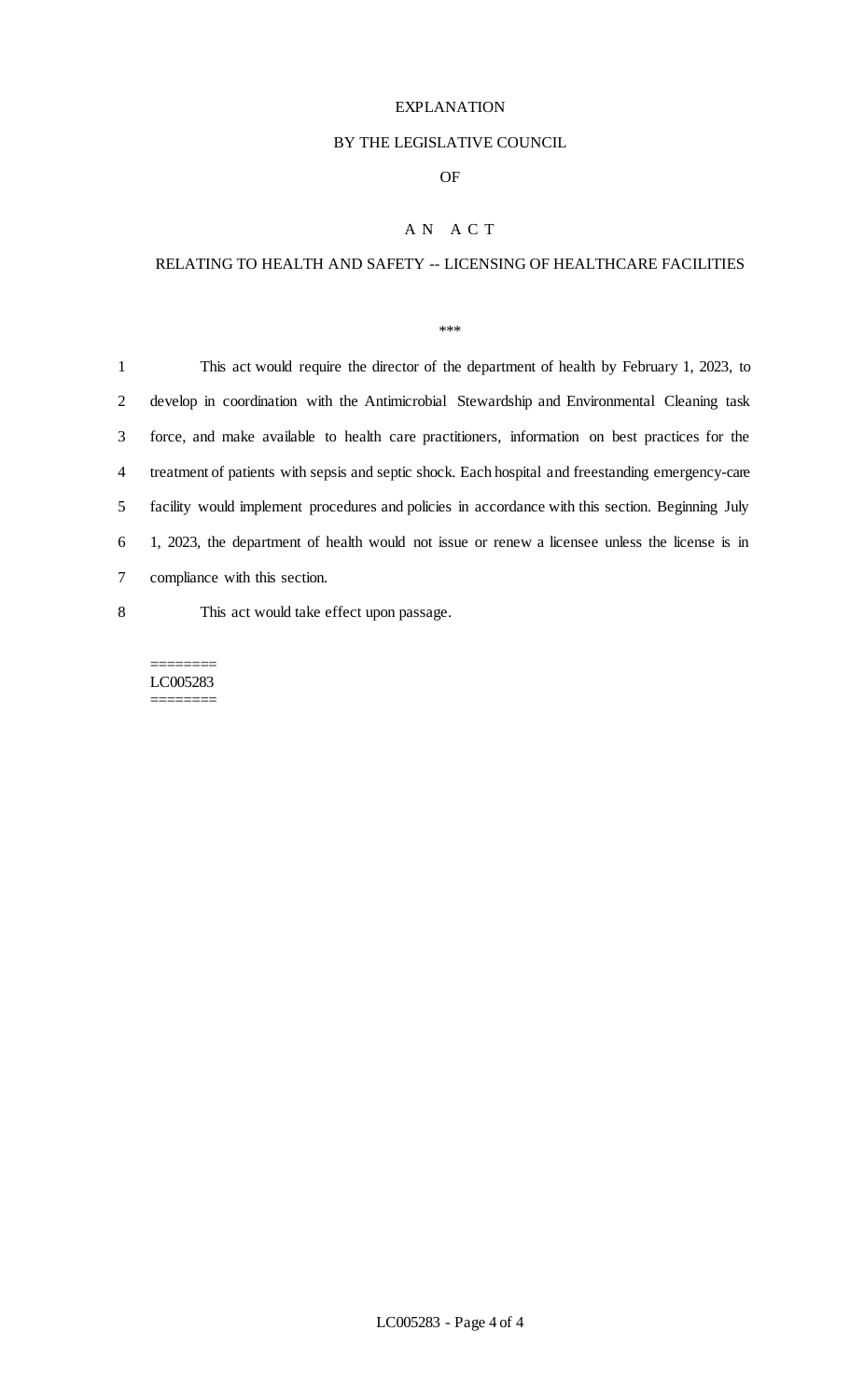EXPLANATION

BY THE LEGISLATIVE COUNCIL

OF

# A N A C T

RELATING TO HEALTH AND SAFETY -- LICENSING OF HEALTHCARE FACILITIES

\*\*\*

This act would require the director of the department of health by February 1, 2023, to develop in coordination with the Antimicrobial Stewardship and Environmental Cleaning task force, and make available to health care practitioners, information on best practices for the treatment of patients with sepsis and septic shock. Each hospital and freestanding emergency-care facility would implement procedures and policies in accordance with this section. Beginning July 1, 2023, the department of health would not issue or renew a licensee unless the license is in compliance with this section.

This act would take effect upon passage.

========
LC005283
========